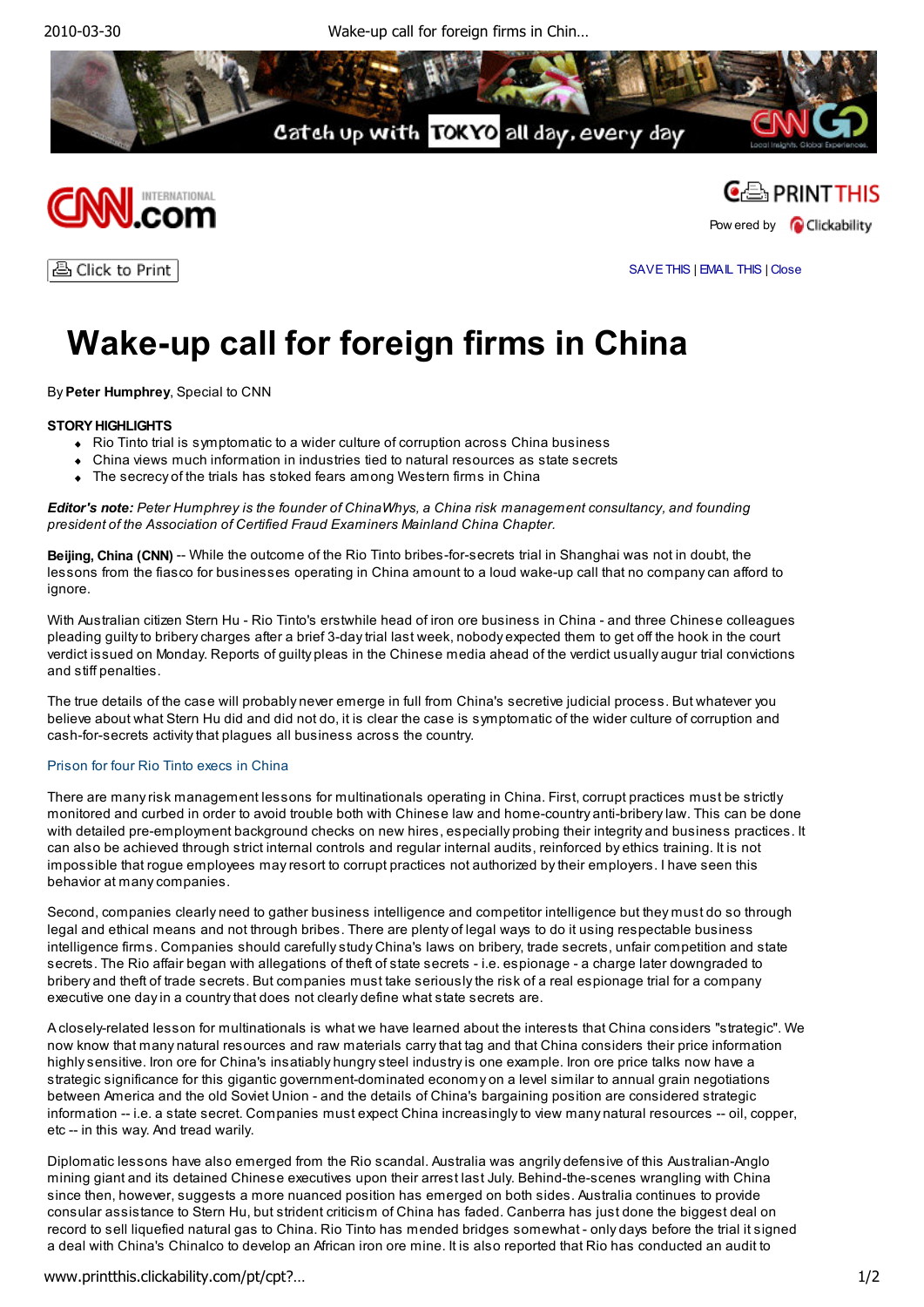# Wake-up call for foreign firms in China

By **Peter Humphrey**, Special to CNN

**STORY HIGHLIGHTS**

- Rio Tinto trial is symptomatic to a wider culture of corruption across China business
- China views much information in industries tied to natural resources as state secrets
- The secrecy of the trials has stoked fears among Western firms in China

***Editor's note:*** *Peter Humphrey is the founder of ChinaWhys, a China risk management consultancy, and founding president of the Association of Certified Fraud Examiners Mainland China Chapter.*

**Beijing, China (CNN)** -- While the outcome of the Rio Tinto bribes-for-secrets trial in Shanghai was not in doubt, the lessons from the fiasco for businesses operating in China amount to a loud wake-up call that no company can afford to ignore.

With Australian citizen Stern Hu - Rio Tinto's erstwhile head of iron ore business in China - and three Chinese colleagues pleading guilty to bribery charges after a brief 3-day trial last week, nobody expected them to get off the hook in the court verdict issued on Monday. Reports of guilty pleas in the Chinese media ahead of the verdict usually augur trial convictions and stiff penalties.

The true details of the case will probably never emerge in full from China's secretive judicial process. But whatever you believe about what Stern Hu did and did not do, it is clear the case is symptomatic of the wider culture of corruption and cash-for-secrets activity that plagues all business across the country.

Prison for four Rio Tinto execs in China

There are many risk management lessons for multinationals operating in China. First, corrupt practices must be strictly monitored and curbed in order to avoid trouble both with Chinese law and home-country anti-bribery law. This can be done with detailed pre-employment background checks on new hires, especially probing their integrity and business practices. It can also be achieved through strict internal controls and regular internal audits, reinforced by ethics training. It is not impossible that rogue employees may resort to corrupt practices not authorized by their employers. I have seen this behavior at many companies.

Second, companies clearly need to gather business intelligence and competitor intelligence but they must do so through legal and ethical means and not through bribes. There are plenty of legal ways to do it using respectable business intelligence firms. Companies should carefully study China's laws on bribery, trade secrets, unfair competition and state secrets. The Rio affair began with allegations of theft of state secrets - i.e. espionage - a charge later downgraded to bribery and theft of trade secrets. But companies must take seriously the risk of a real espionage trial for a company executive one day in a country that does not clearly define what state secrets are.

A closely-related lesson for multinationals is what we have learned about the interests that China considers "strategic". We now know that many natural resources and raw materials carry that tag and that China considers their price information highly sensitive. Iron ore for China's insatiably hungry steel industry is one example. Iron ore price talks now have a strategic significance for this gigantic government-dominated economy on a level similar to annual grain negotiations between America and the old Soviet Union - and the details of China's bargaining position are considered strategic information -- i.e. a state secret. Companies must expect China increasingly to view many natural resources -- oil, copper, etc -- in this way. And tread warily.

Diplomatic lessons have also emerged from the Rio scandal. Australia was angrily defensive of this Australian-Anglo mining giant and its detained Chinese executives upon their arrest last July. Behind-the-scenes wrangling with China since then, however, suggests a more nuanced position has emerged on both sides. Australia continues to provide consular assistance to Stern Hu, but strident criticism of China has faded. Canberra has just done the biggest deal on record to sell liquefied natural gas to China. Rio Tinto has mended bridges somewhat - only days before the trial it signed a deal with China's Chinalco to develop an African iron ore mine. It is also reported that Rio has conducted an audit to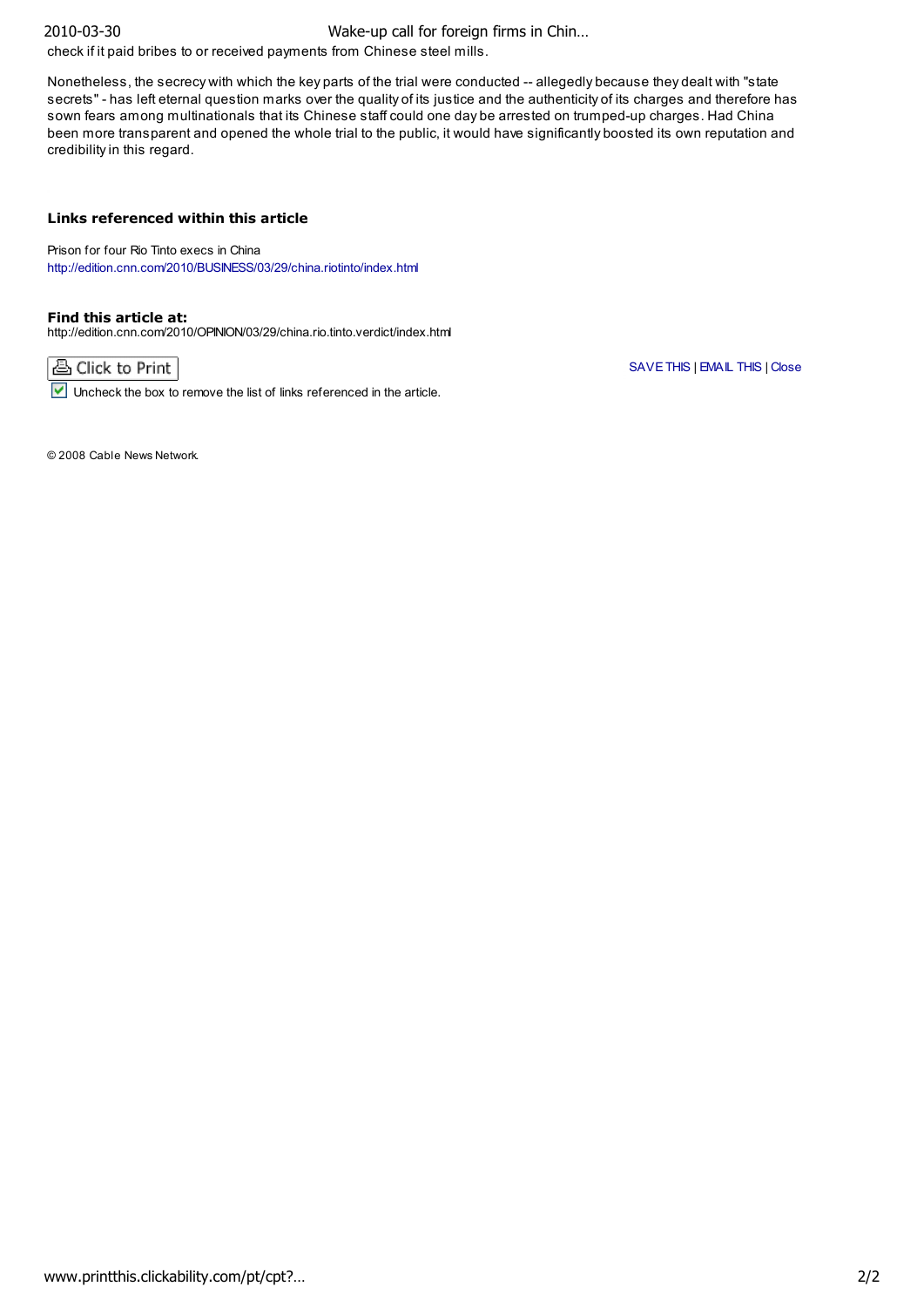check if it paid bribes to or received payments from Chinese steel mills.

Nonetheless, the secrecy with which the key parts of the trial were conducted -- allegedly because they dealt with "state secrets" - has left eternal question marks over the quality of its justice and the authenticity of its charges and therefore has sown fears among multinationals that its Chinese staff could one day be arrested on trumped-up charges. Had China been more transparent and opened the whole trial to the public, it would have significantly boosted its own reputation and credibility in this regard.

**Links referenced within this article**

Prison for four Rio Tinto execs in China
http://edition.cnn.com/2010/BUSINESS/03/29/china.riotinto/index.html

**Find this article at:**
http://edition.cnn.com/2010/OPINION/03/29/china.rio.tinto.verdict/index.html

Click to Print

SAVE THIS | EMAIL THIS | Close

Uncheck the box to remove the list of links referenced in the article.

© 2008 Cable News Network.